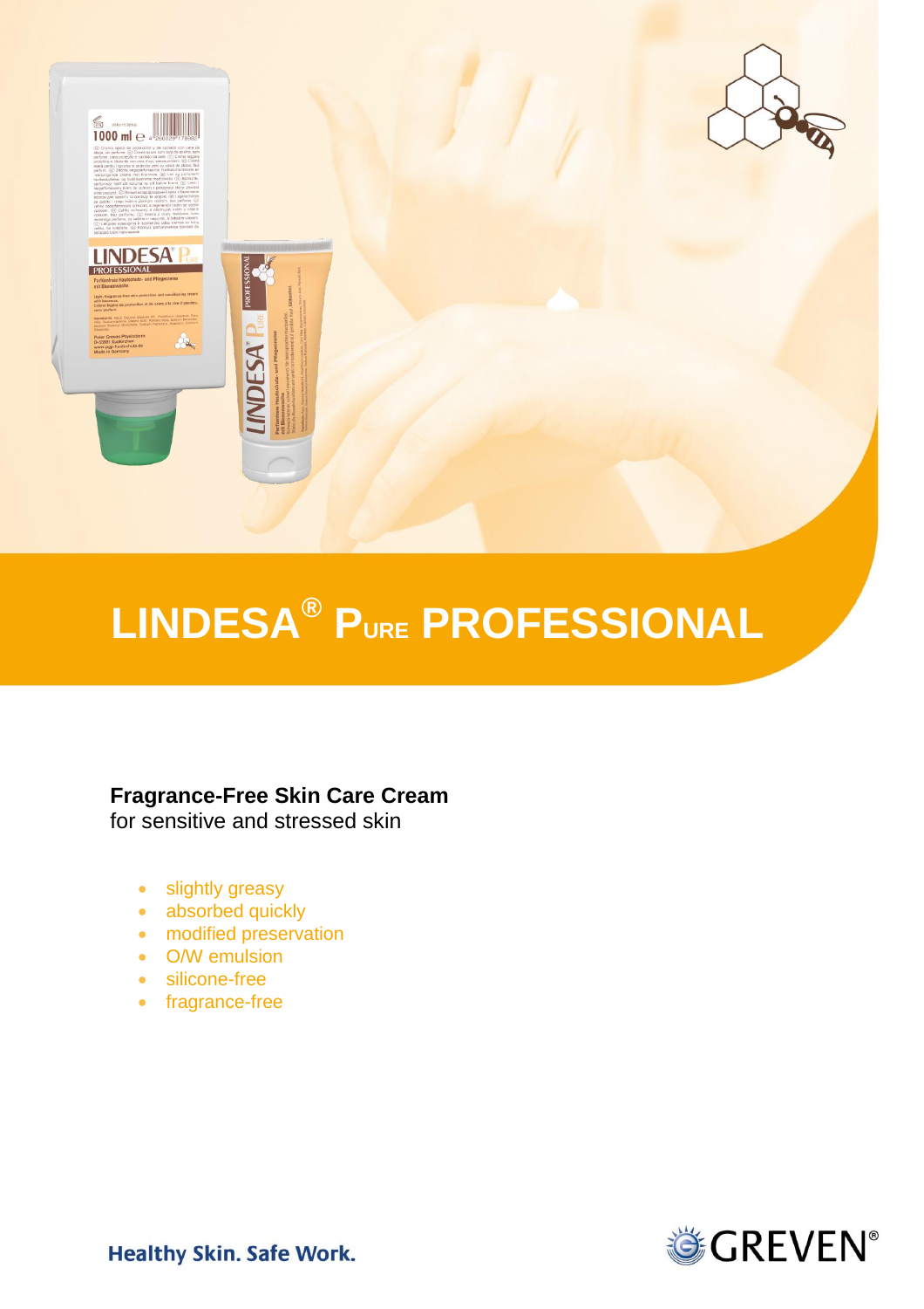# LINDESA® PURE PROFESSIONAL

**Fragrance-Free Skin Care Cream**
for sensitive and stressed skin

- slightly greasy
- absorbed quickly
- modified preservation
- O/W emulsion
- silicone-free
- fragrance-free

Healthy Skin. Safe Work.

GREVEN®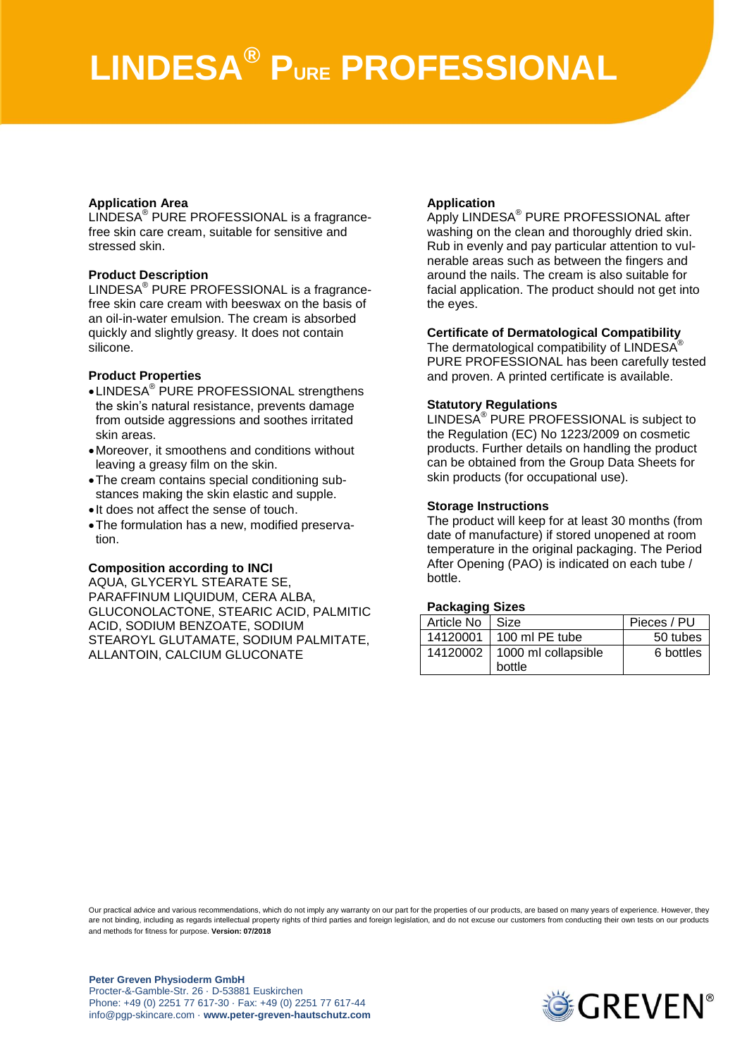# LINDESA® PURE PROFESSIONAL

### Application Area

LINDESA® PURE PROFESSIONAL is a fragrance-free skin care cream, suitable for sensitive and stressed skin.

### Product Description

LINDESA® PURE PROFESSIONAL is a fragrance-free skin care cream with beeswax on the basis of an oil-in-water emulsion. The cream is absorbed quickly and slightly greasy. It does not contain silicone.

### Product Properties

- LINDESA® PURE PROFESSIONAL strengthens the skin's natural resistance, prevents damage from outside aggressions and soothes irritated skin areas.
- Moreover, it smoothens and conditions without leaving a greasy film on the skin.
- The cream contains special conditioning substances making the skin elastic and supple.
- It does not affect the sense of touch.
- The formulation has a new, modified preservation.

### Composition according to INCI

AQUA, GLYCERYL STEARATE SE, PARAFFINUM LIQUIDUM, CERA ALBA, GLUCONOLACTONE, STEARIC ACID, PALMITIC ACID, SODIUM BENZOATE, SODIUM STEAROYL GLUTAMATE, SODIUM PALMITATE, ALLANTOIN, CALCIUM GLUCONATE

### Application

Apply LINDESA® PURE PROFESSIONAL after washing on the clean and thoroughly dried skin. Rub in evenly and pay particular attention to vulnerable areas such as between the fingers and around the nails. The cream is also suitable for facial application. The product should not get into the eyes.

### Certificate of Dermatological Compatibility

The dermatological compatibility of LINDESA® PURE PROFESSIONAL has been carefully tested and proven. A printed certificate is available.

### Statutory Regulations

LINDESA® PURE PROFESSIONAL is subject to the Regulation (EC) No 1223/2009 on cosmetic products. Further details on handling the product can be obtained from the Group Data Sheets for skin products (for occupational use).

### Storage Instructions

The product will keep for at least 30 months (from date of manufacture) if stored unopened at room temperature in the original packaging. The Period After Opening (PAO) is indicated on each tube / bottle.

### Packaging Sizes

| Article No | Size | Pieces / PU |
|---|---|---|
| 14120001 | 100 ml PE tube | 50 tubes |
| 14120002 | 1000 ml collapsible bottle | 6 bottles |

Our practical advice and various recommendations, which do not imply any warranty on our part for the properties of our products, are based on many years of experience. However, they are not binding, including as regards intellectual property rights of third parties and foreign legislation, and do not excuse our customers from conducting their own tests on our products and methods for fitness for purpose. **Version: 07/2018**

**Peter Greven Physioderm GmbH**
Procter-&-Gamble-Str. 26 · D-53881 Euskirchen
Phone: +49 (0) 2251 77 617-30 · Fax: +49 (0) 2251 77 617-44
info@pgp-skincare.com · **www.peter-greven-hautschutz.com**

GREVEN®